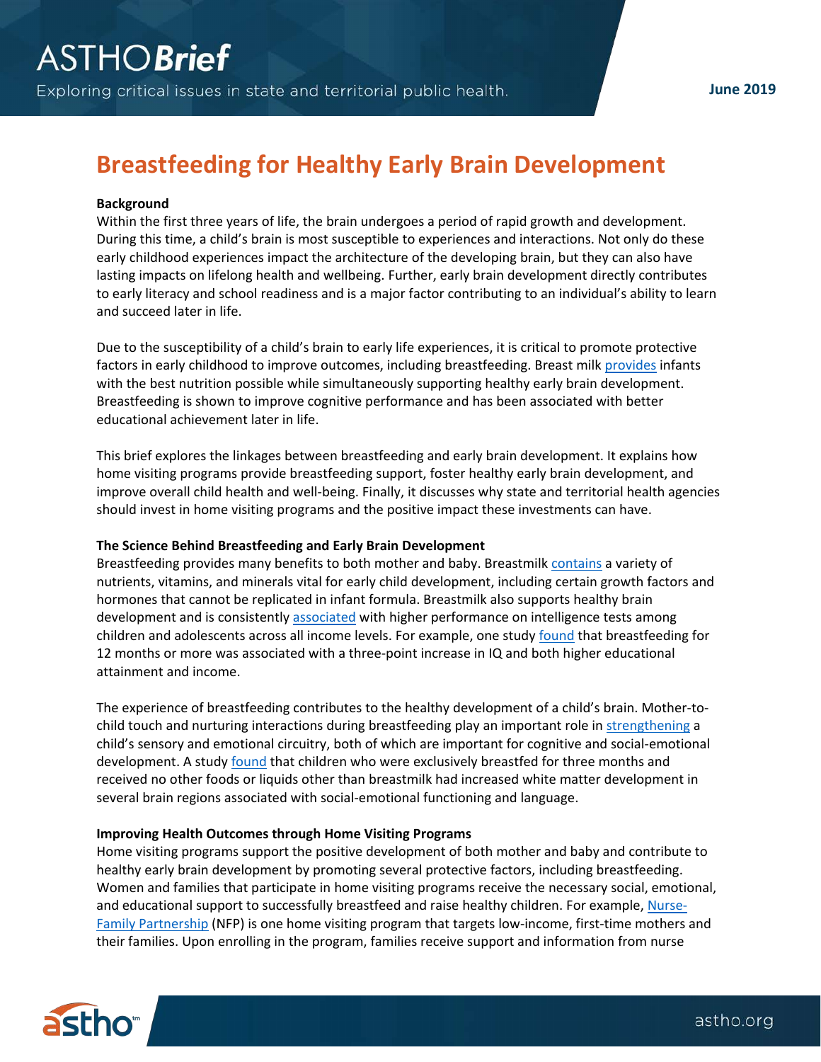# Breastfeeding for Healthy Early Brain Development

June 2019

**Background**

Within the first three years of life, the brain undergoes a period of rapid growth and development. During this time, a child's brain is most susceptible to experiences and interactions. Not only do these early childhood experiences impact the architecture of the developing brain, but they can also have lasting impacts on lifelong health and wellbeing. Further, early brain development directly contributes to early literacy and school readiness and is a major factor contributing to an individual's ability to learn and succeed later in life.

Due to the susceptibility of a child's brain to early life experiences, it is critical to promote protective factors in early childhood to improve outcomes, including breastfeeding. Breast milk provides infants with the best nutrition possible while simultaneously supporting healthy early brain development. Breastfeeding is shown to improve cognitive performance and has been associated with better educational achievement later in life.

This brief explores the linkages between breastfeeding and early brain development. It explains how home visiting programs provide breastfeeding support, foster healthy early brain development, and improve overall child health and well-being. Finally, it discusses why state and territorial health agencies should invest in home visiting programs and the positive impact these investments can have.

**The Science Behind Breastfeeding and Early Brain Development**

Breastfeeding provides many benefits to both mother and baby. Breastmilk contains a variety of nutrients, vitamins, and minerals vital for early child development, including certain growth factors and hormones that cannot be replicated in infant formula. Breastmilk also supports healthy brain development and is consistently associated with higher performance on intelligence tests among children and adolescents across all income levels. For example, one study found that breastfeeding for 12 months or more was associated with a three-point increase in IQ and both higher educational attainment and income.

The experience of breastfeeding contributes to the healthy development of a child's brain. Mother-to-child touch and nurturing interactions during breastfeeding play an important role in strengthening a child's sensory and emotional circuitry, both of which are important for cognitive and social-emotional development. A study found that children who were exclusively breastfed for three months and received no other foods or liquids other than breastmilk had increased white matter development in several brain regions associated with social-emotional functioning and language.

**Improving Health Outcomes through Home Visiting Programs**

Home visiting programs support the positive development of both mother and baby and contribute to healthy early brain development by promoting several protective factors, including breastfeeding. Women and families that participate in home visiting programs receive the necessary social, emotional, and educational support to successfully breastfeed and raise healthy children. For example, Nurse-Family Partnership (NFP) is one home visiting program that targets low-income, first-time mothers and their families. Upon enrolling in the program, families receive support and information from nurse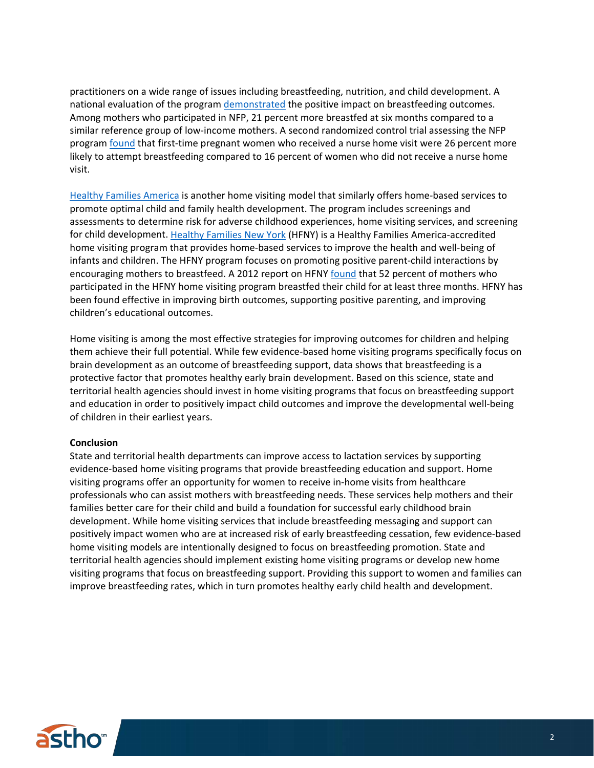practitioners on a wide range of issues including breastfeeding, nutrition, and child development. A national evaluation of the program demonstrated the positive impact on breastfeeding outcomes. Among mothers who participated in NFP, 21 percent more breastfed at six months compared to a similar reference group of low-income mothers. A second randomized control trial assessing the NFP program found that first-time pregnant women who received a nurse home visit were 26 percent more likely to attempt breastfeeding compared to 16 percent of women who did not receive a nurse home visit.

Healthy Families America is another home visiting model that similarly offers home-based services to promote optimal child and family health development. The program includes screenings and assessments to determine risk for adverse childhood experiences, home visiting services, and screening for child development. Healthy Families New York (HFNY) is a Healthy Families America-accredited home visiting program that provides home-based services to improve the health and well-being of infants and children. The HFNY program focuses on promoting positive parent-child interactions by encouraging mothers to breastfeed. A 2012 report on HFNY found that 52 percent of mothers who participated in the HFNY home visiting program breastfed their child for at least three months. HFNY has been found effective in improving birth outcomes, supporting positive parenting, and improving children's educational outcomes.

Home visiting is among the most effective strategies for improving outcomes for children and helping them achieve their full potential. While few evidence-based home visiting programs specifically focus on brain development as an outcome of breastfeeding support, data shows that breastfeeding is a protective factor that promotes healthy early brain development. Based on this science, state and territorial health agencies should invest in home visiting programs that focus on breastfeeding support and education in order to positively impact child outcomes and improve the developmental well-being of children in their earliest years.

**Conclusion**

State and territorial health departments can improve access to lactation services by supporting evidence-based home visiting programs that provide breastfeeding education and support. Home visiting programs offer an opportunity for women to receive in-home visits from healthcare professionals who can assist mothers with breastfeeding needs. These services help mothers and their families better care for their child and build a foundation for successful early childhood brain development. While home visiting services that include breastfeeding messaging and support can positively impact women who are at increased risk of early breastfeeding cessation, few evidence-based home visiting models are intentionally designed to focus on breastfeeding promotion. State and territorial health agencies should implement existing home visiting programs or develop new home visiting programs that focus on breastfeeding support. Providing this support to women and families can improve breastfeeding rates, which in turn promotes healthy early child health and development.